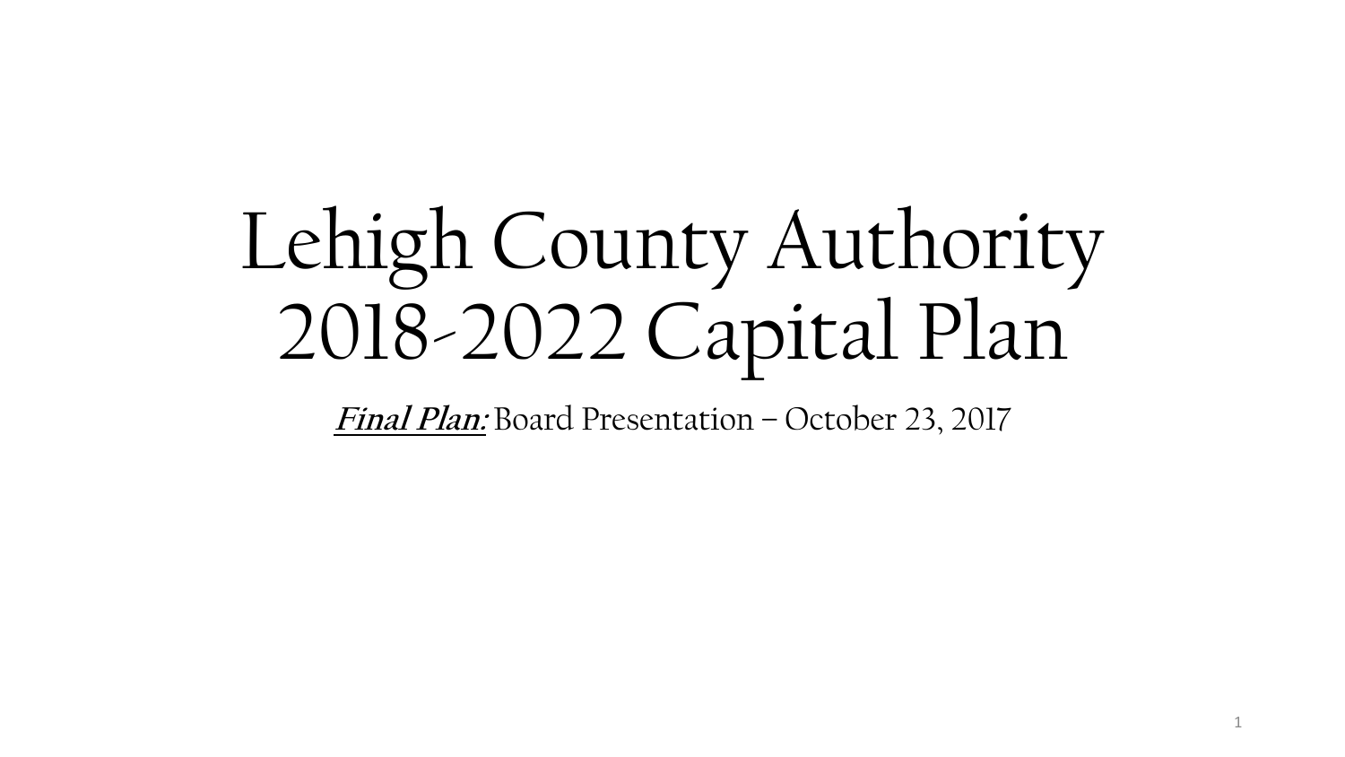# Lehigh County Authority 2018-2022 Capital Plan

***Final Plan:*** Board Presentation – October 23, 2017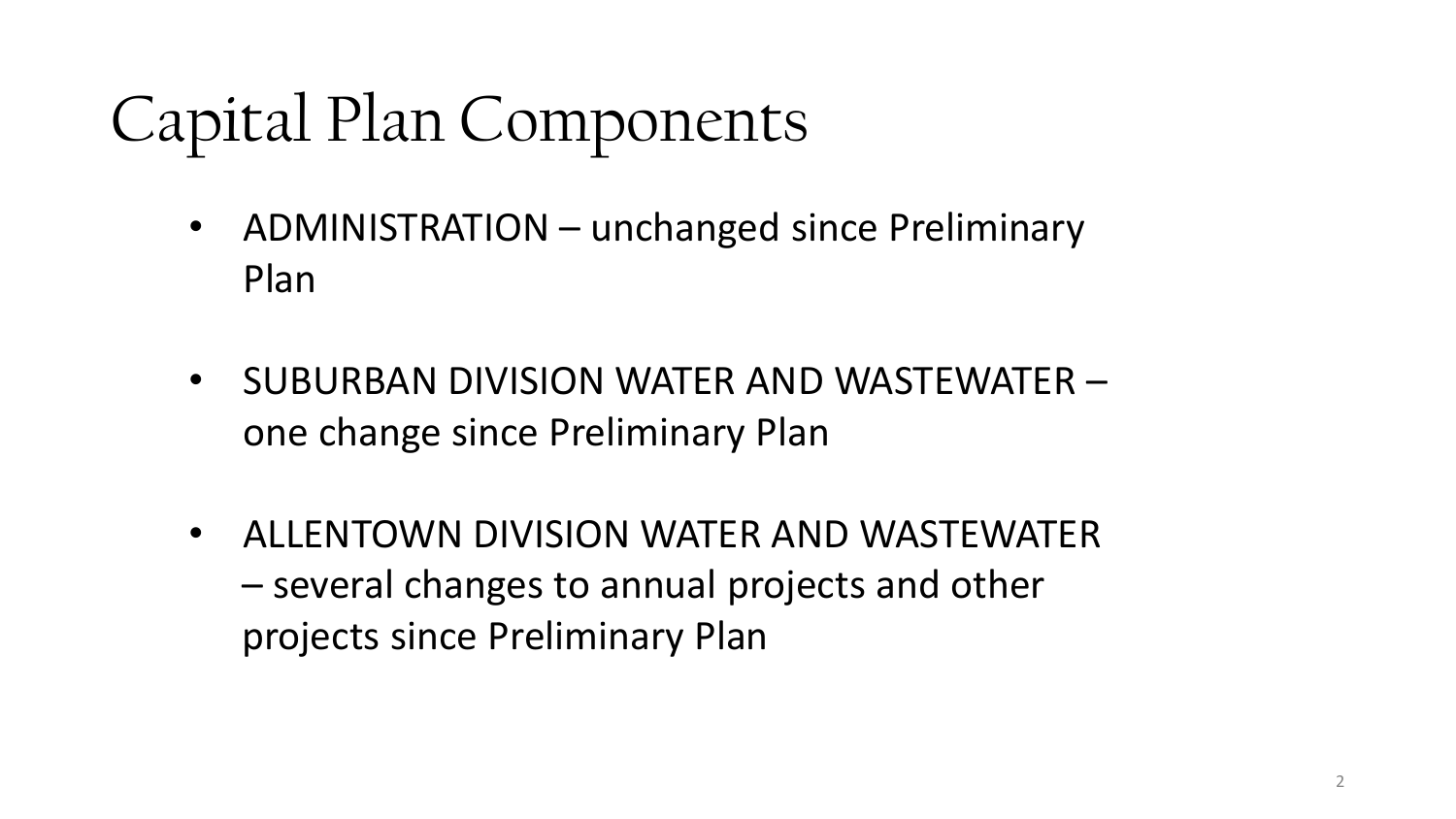# Capital Plan Components

- ADMINISTRATION – unchanged since Preliminary Plan
- SUBURBAN DIVISION WATER AND WASTEWATER – one change since Preliminary Plan
- ALLENTOWN DIVISION WATER AND WASTEWATER – several changes to annual projects and other projects since Preliminary Plan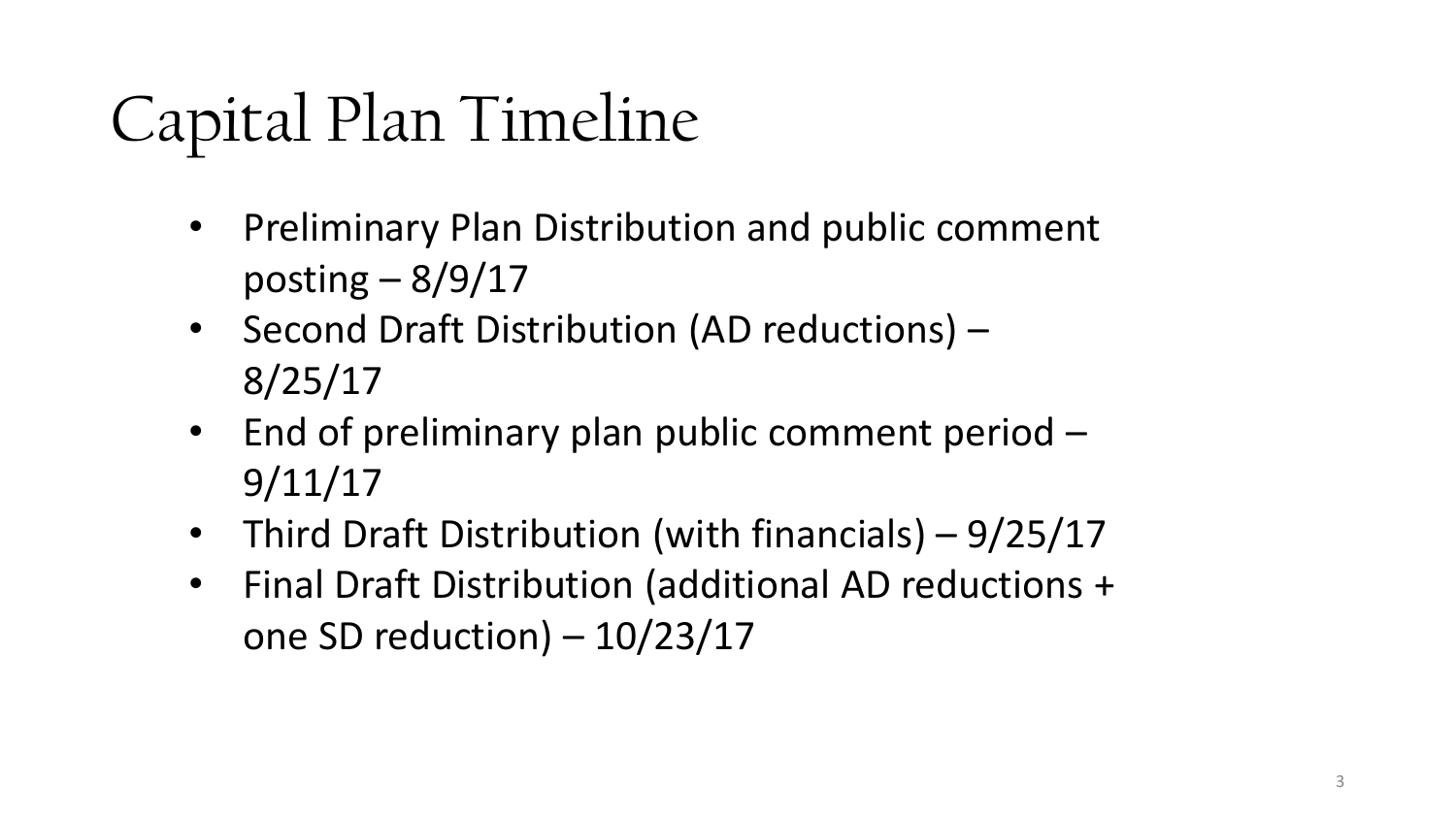# Capital Plan Timeline

- Preliminary Plan Distribution and public comment posting – 8/9/17
- Second Draft Distribution (AD reductions) – 8/25/17
- End of preliminary plan public comment period – 9/11/17
- Third Draft Distribution (with financials) – 9/25/17
- Final Draft Distribution (additional AD reductions + one SD reduction) – 10/23/17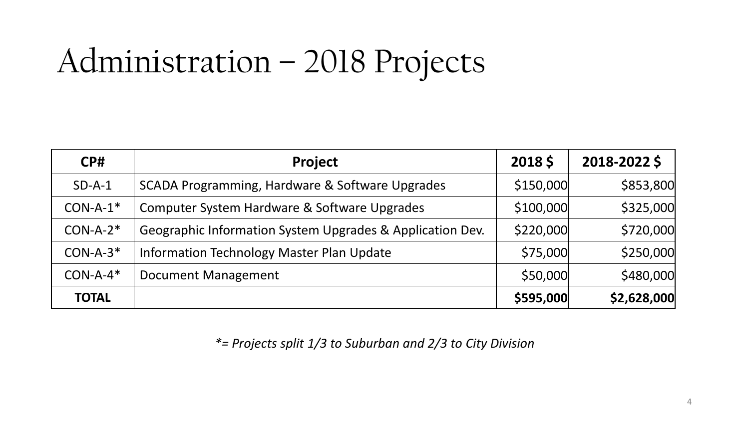# Administration – 2018 Projects

| CP# | Project | 2018 $ | 2018-2022 $ |
|---|---|---|---|
| SD-A-1 | SCADA Programming, Hardware & Software Upgrades | $150,000 | $853,800 |
| CON-A-1* | Computer System Hardware & Software Upgrades | $100,000 | $325,000 |
| CON-A-2* | Geographic Information System Upgrades & Application Dev. | $220,000 | $720,000 |
| CON-A-3* | Information Technology Master Plan Update | $75,000 | $250,000 |
| CON-A-4* | Document Management | $50,000 | $480,000 |
| **TOTAL** | | **$595,000** | **$2,628,000** |

*\*= Projects split 1/3 to Suburban and 2/3 to City Division*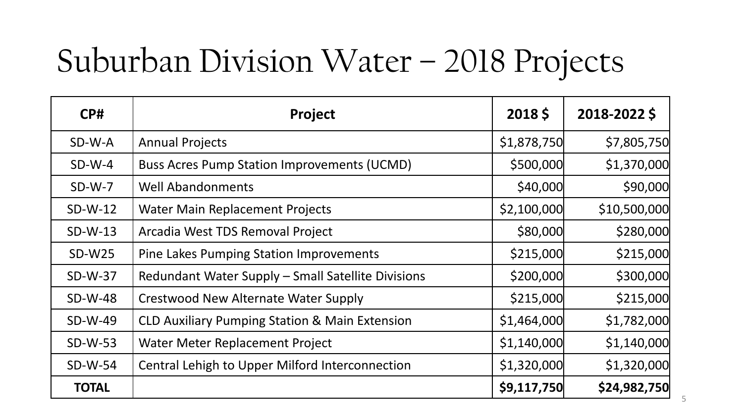# Suburban Division Water – 2018 Projects

| CP# | Project | 2018 $ | 2018-2022 $ |
|---|---|---|---|
| SD-W-A | Annual Projects | $1,878,750 | $7,805,750 |
| SD-W-4 | Buss Acres Pump Station Improvements (UCMD) | $500,000 | $1,370,000 |
| SD-W-7 | Well Abandonments | $40,000 | $90,000 |
| SD-W-12 | Water Main Replacement Projects | $2,100,000 | $10,500,000 |
| SD-W-13 | Arcadia West TDS Removal Project | $80,000 | $280,000 |
| SD-W25 | Pine Lakes Pumping Station Improvements | $215,000 | $215,000 |
| SD-W-37 | Redundant Water Supply – Small Satellite Divisions | $200,000 | $300,000 |
| SD-W-48 | Crestwood New Alternate Water Supply | $215,000 | $215,000 |
| SD-W-49 | CLD Auxiliary Pumping Station & Main Extension | $1,464,000 | $1,782,000 |
| SD-W-53 | Water Meter Replacement Project | $1,140,000 | $1,140,000 |
| SD-W-54 | Central Lehigh to Upper Milford Interconnection | $1,320,000 | $1,320,000 |
| **TOTAL** | | **$9,117,750** | **$24,982,750** |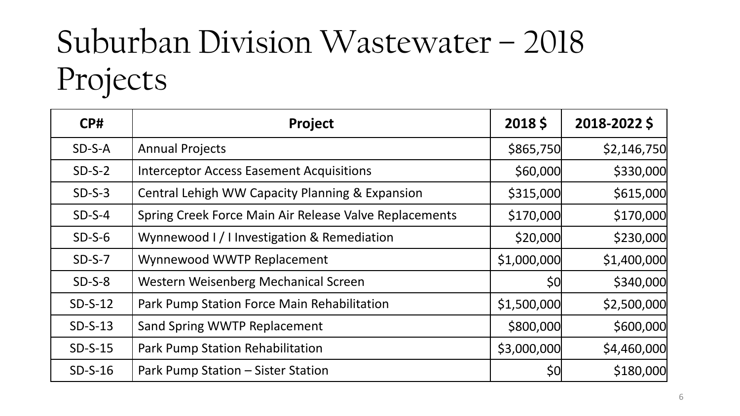# Suburban Division Wastewater – 2018 Projects

| CP# | Project | 2018 $ | 2018-2022 $ |
|---|---|---|---|
| SD-S-A | Annual Projects | $865,750 | $2,146,750 |
| SD-S-2 | Interceptor Access Easement Acquisitions | $60,000 | $330,000 |
| SD-S-3 | Central Lehigh WW Capacity Planning & Expansion | $315,000 | $615,000 |
| SD-S-4 | Spring Creek Force Main Air Release Valve Replacements | $170,000 | $170,000 |
| SD-S-6 | Wynnewood I / I Investigation & Remediation | $20,000 | $230,000 |
| SD-S-7 | Wynnewood WWTP Replacement | $1,000,000 | $1,400,000 |
| SD-S-8 | Western Weisenberg Mechanical Screen | $0 | $340,000 |
| SD-S-12 | Park Pump Station Force Main Rehabilitation | $1,500,000 | $2,500,000 |
| SD-S-13 | Sand Spring WWTP Replacement | $800,000 | $600,000 |
| SD-S-15 | Park Pump Station Rehabilitation | $3,000,000 | $4,460,000 |
| SD-S-16 | Park Pump Station – Sister Station | $0 | $180,000 |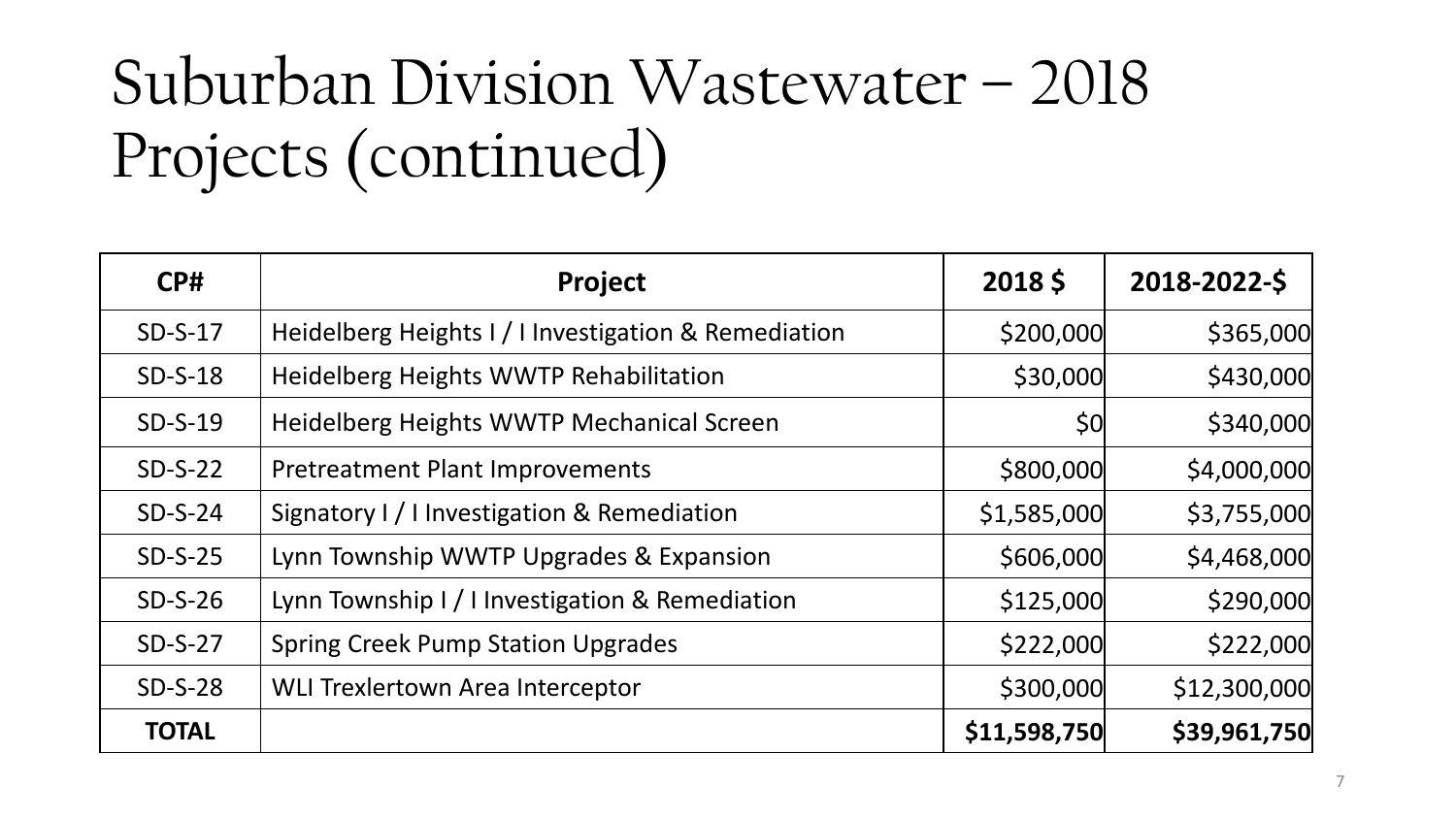# Suburban Division Wastewater – 2018 Projects (continued)

| CP# | Project | 2018 $ | 2018-2022-$ |
|---|---|---|---|
| SD-S-17 | Heidelberg Heights I / I Investigation & Remediation | $200,000 | $365,000 |
| SD-S-18 | Heidelberg Heights WWTP Rehabilitation | $30,000 | $430,000 |
| SD-S-19 | Heidelberg Heights WWTP Mechanical Screen | $0 | $340,000 |
| SD-S-22 | Pretreatment Plant Improvements | $800,000 | $4,000,000 |
| SD-S-24 | Signatory I / I Investigation & Remediation | $1,585,000 | $3,755,000 |
| SD-S-25 | Lynn Township WWTP Upgrades & Expansion | $606,000 | $4,468,000 |
| SD-S-26 | Lynn Township I / I Investigation & Remediation | $125,000 | $290,000 |
| SD-S-27 | Spring Creek Pump Station Upgrades | $222,000 | $222,000 |
| SD-S-28 | WLI Trexlertown Area Interceptor | $300,000 | $12,300,000 |
| **TOTAL** | | **$11,598,750** | **$39,961,750** |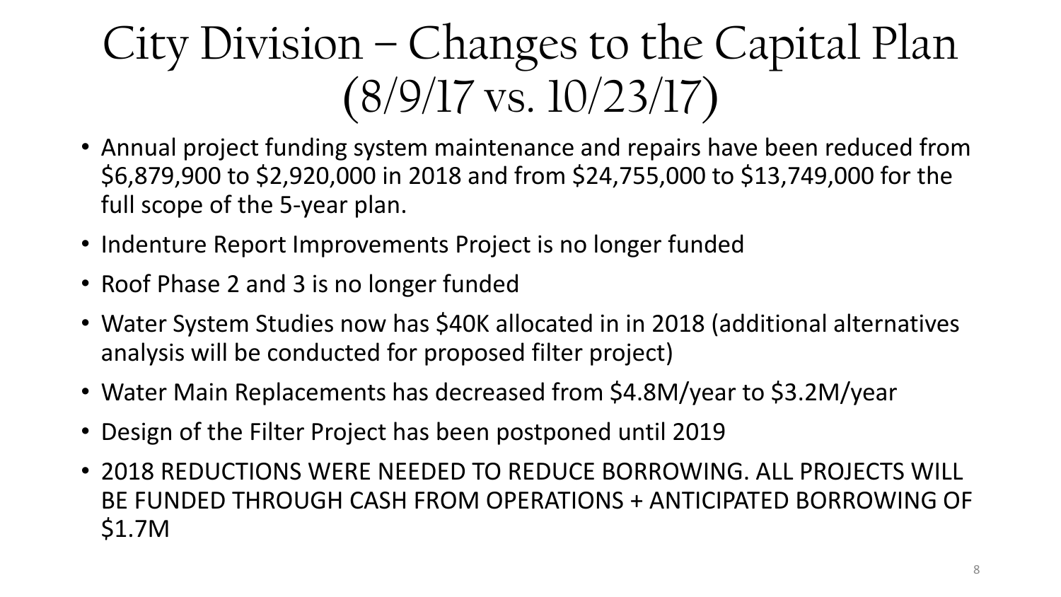# City Division – Changes to the Capital Plan (8/9/17 vs. 10/23/17)

- Annual project funding system maintenance and repairs have been reduced from $6,879,900 to $2,920,000 in 2018 and from $24,755,000 to $13,749,000 for the full scope of the 5-year plan.
- Indenture Report Improvements Project is no longer funded
- Roof Phase 2 and 3 is no longer funded
- Water System Studies now has $40K allocated in in 2018 (additional alternatives analysis will be conducted for proposed filter project)
- Water Main Replacements has decreased from $4.8M/year to $3.2M/year
- Design of the Filter Project has been postponed until 2019
- 2018 REDUCTIONS WERE NEEDED TO REDUCE BORROWING. ALL PROJECTS WILL BE FUNDED THROUGH CASH FROM OPERATIONS + ANTICIPATED BORROWING OF $1.7M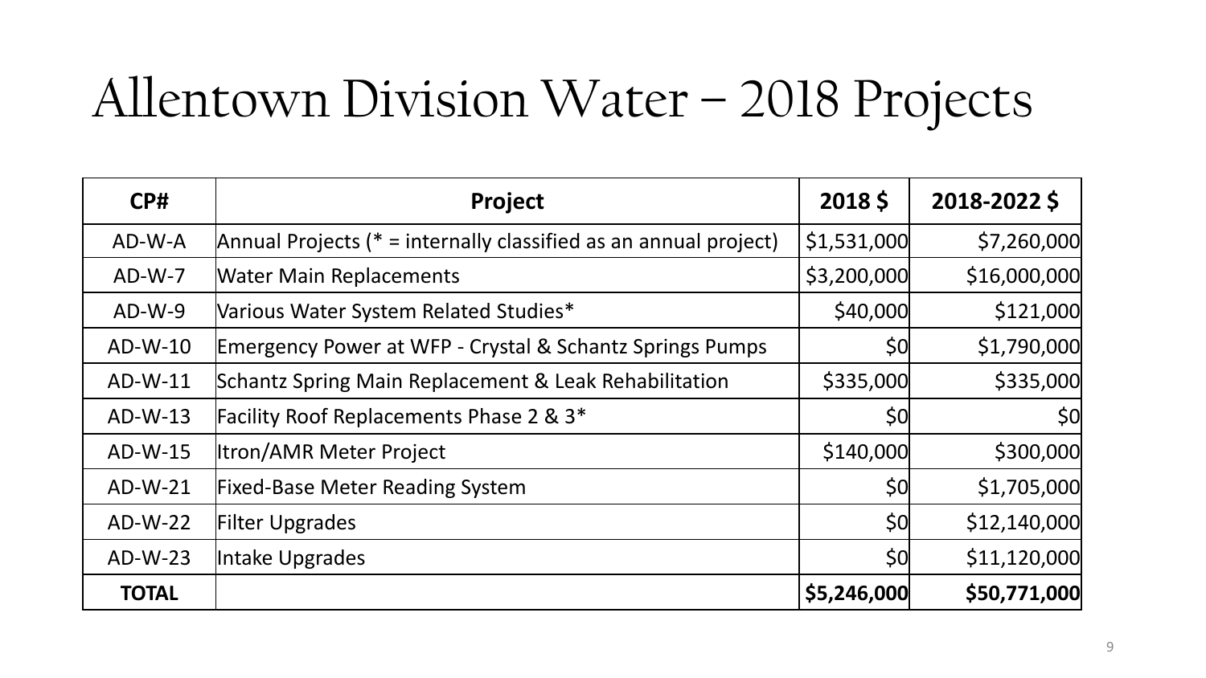# Allentown Division Water – 2018 Projects

| CP# | Project | 2018 $ | 2018-2022 $ |
|---|---|---|---|
| AD-W-A | Annual Projects (* = internally classified as an annual project) | $1,531,000 | $7,260,000 |
| AD-W-7 | Water Main Replacements | $3,200,000 | $16,000,000 |
| AD-W-9 | Various Water System Related Studies* | $40,000 | $121,000 |
| AD-W-10 | Emergency Power at WFP - Crystal & Schantz Springs Pumps | $0 | $1,790,000 |
| AD-W-11 | Schantz Spring Main Replacement & Leak Rehabilitation | $335,000 | $335,000 |
| AD-W-13 | Facility Roof Replacements Phase 2 & 3* | $0 | $0 |
| AD-W-15 | Itron/AMR Meter Project | $140,000 | $300,000 |
| AD-W-21 | Fixed-Base Meter Reading System | $0 | $1,705,000 |
| AD-W-22 | Filter Upgrades | $0 | $12,140,000 |
| AD-W-23 | Intake Upgrades | $0 | $11,120,000 |
| **TOTAL** | | **$5,246,000** | **$50,771,000** |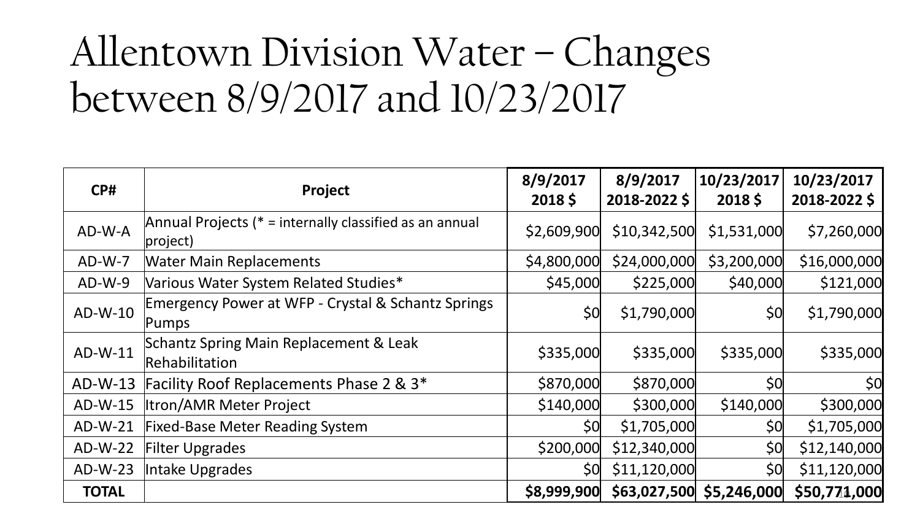# Allentown Division Water – Changes between 8/9/2017 and 10/23/2017

| CP# | Project | 8/9/2017 2018 $ | 8/9/2017 2018-2022 $ | 10/23/2017 2018 $ | 10/23/2017 2018-2022 $ |
|---|---|---|---|---|---|
| AD-W-A | Annual Projects (* = internally classified as an annual project) | $2,609,900 | $10,342,500 | $1,531,000 | $7,260,000 |
| AD-W-7 | Water Main Replacements | $4,800,000 | $24,000,000 | $3,200,000 | $16,000,000 |
| AD-W-9 | Various Water System Related Studies* | $45,000 | $225,000 | $40,000 | $121,000 |
| AD-W-10 | Emergency Power at WFP - Crystal & Schantz Springs Pumps | $0 | $1,790,000 | $0 | $1,790,000 |
| AD-W-11 | Schantz Spring Main Replacement & Leak Rehabilitation | $335,000 | $335,000 | $335,000 | $335,000 |
| AD-W-13 | Facility Roof Replacements Phase 2 & 3* | $870,000 | $870,000 | $0 | $0 |
| AD-W-15 | Itron/AMR Meter Project | $140,000 | $300,000 | $140,000 | $300,000 |
| AD-W-21 | Fixed-Base Meter Reading System | $0 | $1,705,000 | $0 | $1,705,000 |
| AD-W-22 | Filter Upgrades | $200,000 | $12,340,000 | $0 | $12,140,000 |
| AD-W-23 | Intake Upgrades | $0 | $11,120,000 | $0 | $11,120,000 |
| **TOTAL** | | **$8,999,900** | **$63,027,500** | **$5,246,000** | **$50,771,000** |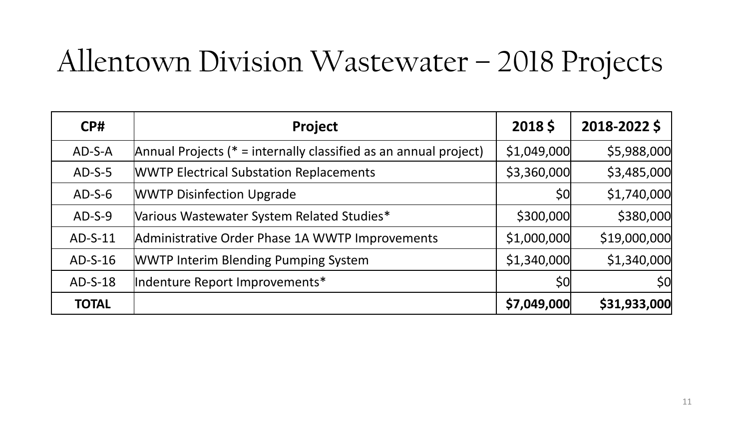# Allentown Division Wastewater – 2018 Projects

| CP# | Project | 2018 $ | 2018-2022 $ |
|---|---|---|---|
| AD-S-A | Annual Projects (* = internally classified as an annual project) | $1,049,000 | $5,988,000 |
| AD-S-5 | WWTP Electrical Substation Replacements | $3,360,000 | $3,485,000 |
| AD-S-6 | WWTP Disinfection Upgrade | $0 | $1,740,000 |
| AD-S-9 | Various Wastewater System Related Studies* | $300,000 | $380,000 |
| AD-S-11 | Administrative Order Phase 1A WWTP Improvements | $1,000,000 | $19,000,000 |
| AD-S-16 | WWTP Interim Blending Pumping System | $1,340,000 | $1,340,000 |
| AD-S-18 | Indenture Report Improvements* | $0 | $0 |
| **TOTAL** | | **$7,049,000** | **$31,933,000** |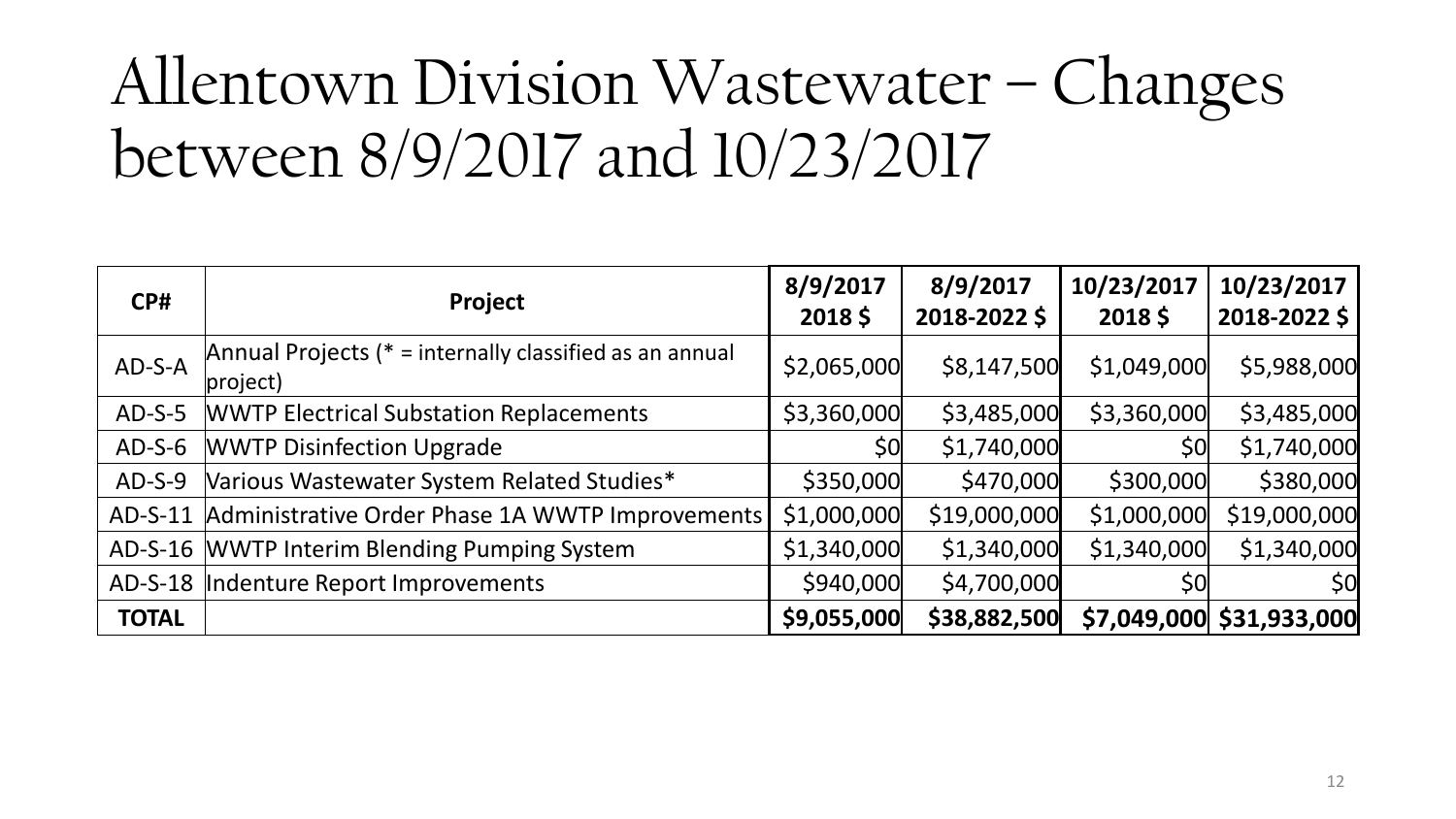# Allentown Division Wastewater – Changes between 8/9/2017 and 10/23/2017

| CP# | Project | 8/9/2017 2018 $ | 8/9/2017 2018-2022 $ | 10/23/2017 2018 $ | 10/23/2017 2018-2022 $ |
|---|---|---|---|---|---|
| AD-S-A | Annual Projects (* = internally classified as an annual project) | $2,065,000 | $8,147,500 | $1,049,000 | $5,988,000 |
| AD-S-5 | WWTP Electrical Substation Replacements | $3,360,000 | $3,485,000 | $3,360,000 | $3,485,000 |
| AD-S-6 | WWTP Disinfection Upgrade | $0 | $1,740,000 | $0 | $1,740,000 |
| AD-S-9 | Various Wastewater System Related Studies* | $350,000 | $470,000 | $300,000 | $380,000 |
| AD-S-11 | Administrative Order Phase 1A WWTP Improvements | $1,000,000 | $19,000,000 | $1,000,000 | $19,000,000 |
| AD-S-16 | WWTP Interim Blending Pumping System | $1,340,000 | $1,340,000 | $1,340,000 | $1,340,000 |
| AD-S-18 | Indenture Report Improvements | $940,000 | $4,700,000 | $0 | $0 |
| **TOTAL** | | **$9,055,000** | **$38,882,500** | **$7,049,000** | **$31,933,000** |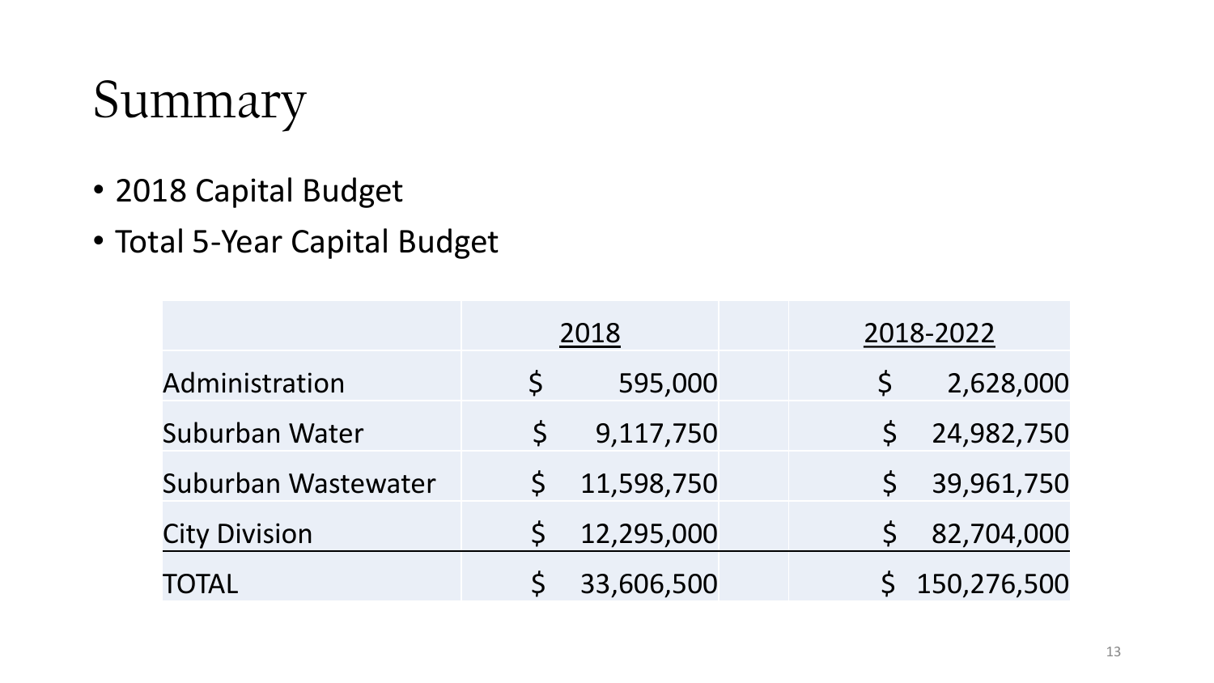# Summary

- 2018 Capital Budget
- Total 5-Year Capital Budget

| | 2018 | 2018-2022 |
|---|---|---|
| Administration | $ 595,000 | $ 2,628,000 |
| Suburban Water | $ 9,117,750 | $ 24,982,750 |
| Suburban Wastewater | $ 11,598,750 | $ 39,961,750 |
| City Division | $ 12,295,000 | $ 82,704,000 |
| TOTAL | $ 33,606,500 | $ 150,276,500 |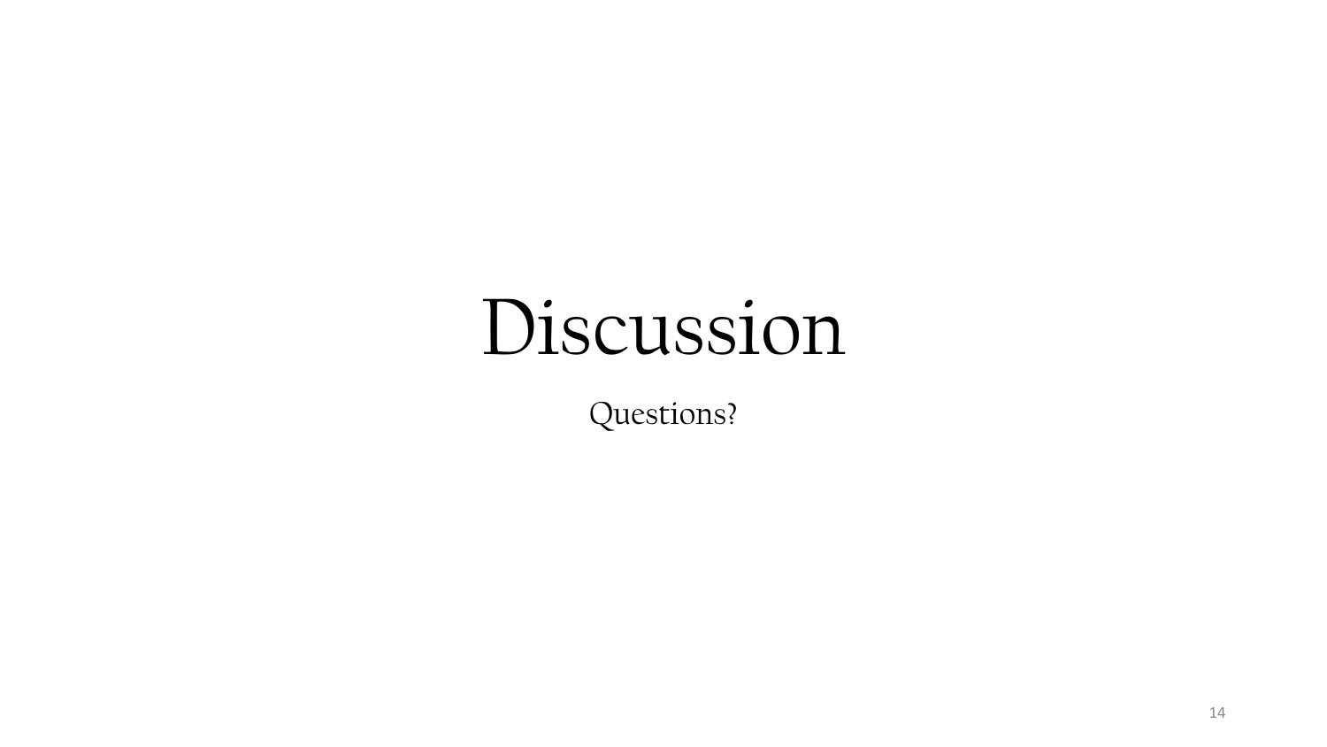# Discussion

Questions?